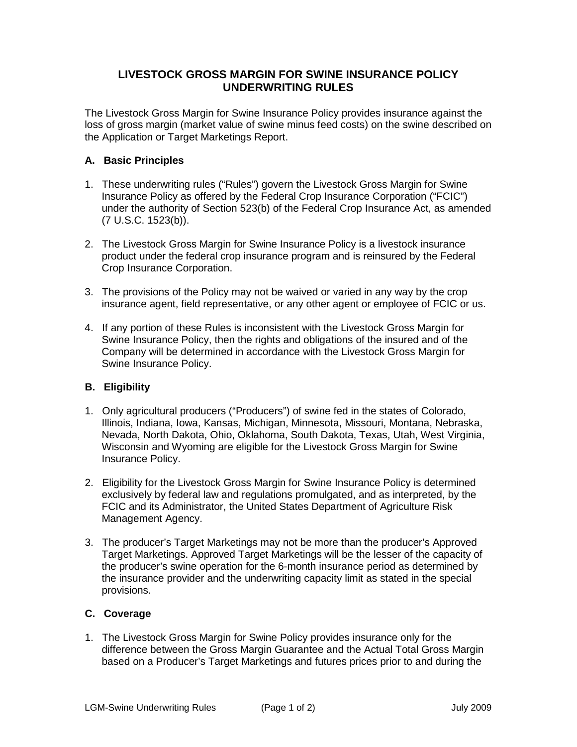# LIVESTOCK GROSS MARGIN FOR SWINE INSURANCE POLICY UNDERWRITING RULES

The Livestock Gross Margin for Swine Insurance Policy provides insurance against the loss of gross margin (market value of swine minus feed costs) on the swine described on the Application or Target Marketings Report.

## A. Basic Principles

1. These underwriting rules ("Rules") govern the Livestock Gross Margin for Swine Insurance Policy as offered by the Federal Crop Insurance Corporation ("FCIC") under the authority of Section 523(b) of the Federal Crop Insurance Act, as amended (7 U.S.C. 1523(b)).

2. The Livestock Gross Margin for Swine Insurance Policy is a livestock insurance product under the federal crop insurance program and is reinsured by the Federal Crop Insurance Corporation.

3. The provisions of the Policy may not be waived or varied in any way by the crop insurance agent, field representative, or any other agent or employee of FCIC or us.

4. If any portion of these Rules is inconsistent with the Livestock Gross Margin for Swine Insurance Policy, then the rights and obligations of the insured and of the Company will be determined in accordance with the Livestock Gross Margin for Swine Insurance Policy.

## B. Eligibility

1. Only agricultural producers ("Producers") of swine fed in the states of Colorado, Illinois, Indiana, Iowa, Kansas, Michigan, Minnesota, Missouri, Montana, Nebraska, Nevada, North Dakota, Ohio, Oklahoma, South Dakota, Texas, Utah, West Virginia, Wisconsin and Wyoming are eligible for the Livestock Gross Margin for Swine Insurance Policy.

2. Eligibility for the Livestock Gross Margin for Swine Insurance Policy is determined exclusively by federal law and regulations promulgated, and as interpreted, by the FCIC and its Administrator, the United States Department of Agriculture Risk Management Agency.

3. The producer's Target Marketings may not be more than the producer's Approved Target Marketings. Approved Target Marketings will be the lesser of the capacity of the producer's swine operation for the 6-month insurance period as determined by the insurance provider and the underwriting capacity limit as stated in the special provisions.

## C. Coverage

1. The Livestock Gross Margin for Swine Policy provides insurance only for the difference between the Gross Margin Guarantee and the Actual Total Gross Margin based on a Producer's Target Marketings and futures prices prior to and during the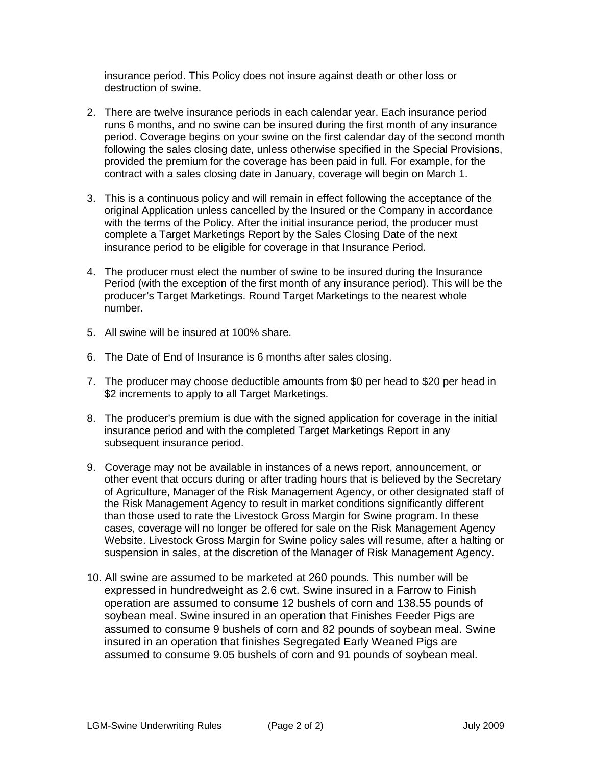insurance period. This Policy does not insure against death or other loss or destruction of swine.

2. There are twelve insurance periods in each calendar year. Each insurance period runs 6 months, and no swine can be insured during the first month of any insurance period. Coverage begins on your swine on the first calendar day of the second month following the sales closing date, unless otherwise specified in the Special Provisions, provided the premium for the coverage has been paid in full. For example, for the contract with a sales closing date in January, coverage will begin on March 1.

3. This is a continuous policy and will remain in effect following the acceptance of the original Application unless cancelled by the Insured or the Company in accordance with the terms of the Policy. After the initial insurance period, the producer must complete a Target Marketings Report by the Sales Closing Date of the next insurance period to be eligible for coverage in that Insurance Period.

4. The producer must elect the number of swine to be insured during the Insurance Period (with the exception of the first month of any insurance period). This will be the producer's Target Marketings. Round Target Marketings to the nearest whole number.

5. All swine will be insured at 100% share.

6. The Date of End of Insurance is 6 months after sales closing.

7. The producer may choose deductible amounts from $0 per head to $20 per head in $2 increments to apply to all Target Marketings.

8. The producer's premium is due with the signed application for coverage in the initial insurance period and with the completed Target Marketings Report in any subsequent insurance period.

9. Coverage may not be available in instances of a news report, announcement, or other event that occurs during or after trading hours that is believed by the Secretary of Agriculture, Manager of the Risk Management Agency, or other designated staff of the Risk Management Agency to result in market conditions significantly different than those used to rate the Livestock Gross Margin for Swine program. In these cases, coverage will no longer be offered for sale on the Risk Management Agency Website. Livestock Gross Margin for Swine policy sales will resume, after a halting or suspension in sales, at the discretion of the Manager of Risk Management Agency.

10. All swine are assumed to be marketed at 260 pounds. This number will be expressed in hundredweight as 2.6 cwt. Swine insured in a Farrow to Finish operation are assumed to consume 12 bushels of corn and 138.55 pounds of soybean meal. Swine insured in an operation that Finishes Feeder Pigs are assumed to consume 9 bushels of corn and 82 pounds of soybean meal. Swine insured in an operation that finishes Segregated Early Weaned Pigs are assumed to consume 9.05 bushels of corn and 91 pounds of soybean meal.